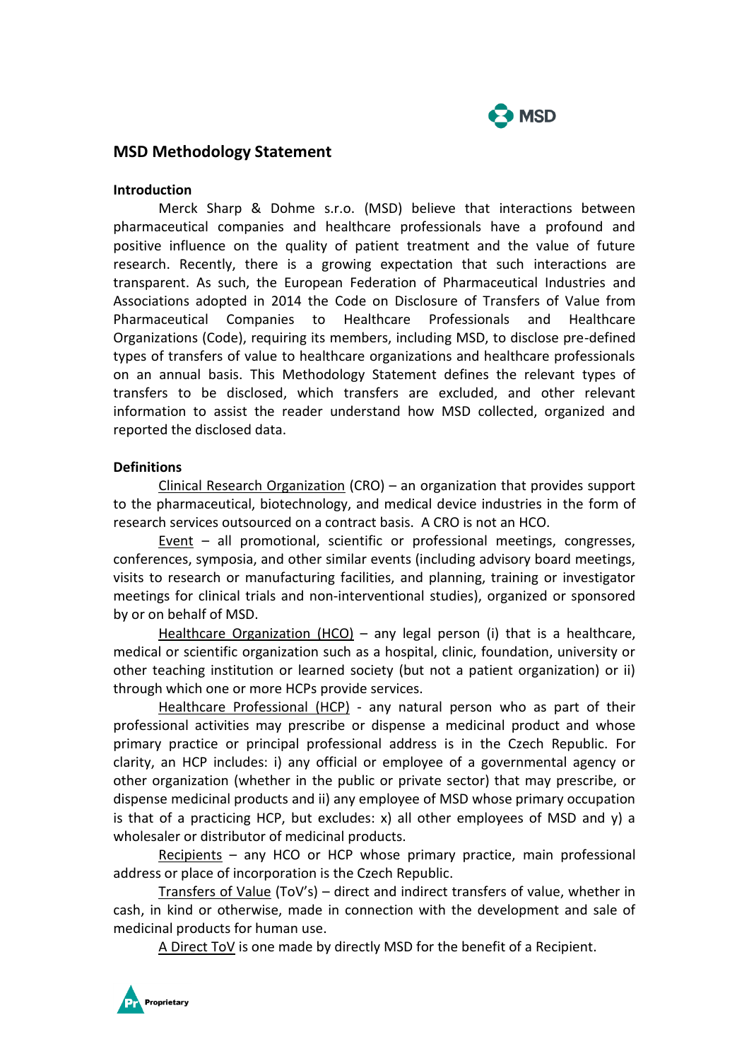# MSD Methodology Statement

## Introduction

Merck Sharp & Dohme s.r.o. (MSD) believe that interactions between pharmaceutical companies and healthcare professionals have a profound and positive influence on the quality of patient treatment and the value of future research. Recently, there is a growing expectation that such interactions are transparent. As such, the European Federation of Pharmaceutical Industries and Associations adopted in 2014 the Code on Disclosure of Transfers of Value from Pharmaceutical Companies to Healthcare Professionals and Healthcare Organizations (Code), requiring its members, including MSD, to disclose pre-defined types of transfers of value to healthcare organizations and healthcare professionals on an annual basis. This Methodology Statement defines the relevant types of transfers to be disclosed, which transfers are excluded, and other relevant information to assist the reader understand how MSD collected, organized and reported the disclosed data.

## Definitions

Clinical Research Organization (CRO) – an organization that provides support to the pharmaceutical, biotechnology, and medical device industries in the form of research services outsourced on a contract basis. A CRO is not an HCO.

Event – all promotional, scientific or professional meetings, congresses, conferences, symposia, and other similar events (including advisory board meetings, visits to research or manufacturing facilities, and planning, training or investigator meetings for clinical trials and non-interventional studies), organized or sponsored by or on behalf of MSD.

Healthcare Organization (HCO) – any legal person (i) that is a healthcare, medical or scientific organization such as a hospital, clinic, foundation, university or other teaching institution or learned society (but not a patient organization) or ii) through which one or more HCPs provide services.

Healthcare Professional (HCP) - any natural person who as part of their professional activities may prescribe or dispense a medicinal product and whose primary practice or principal professional address is in the Czech Republic. For clarity, an HCP includes: i) any official or employee of a governmental agency or other organization (whether in the public or private sector) that may prescribe, or dispense medicinal products and ii) any employee of MSD whose primary occupation is that of a practicing HCP, but excludes: x) all other employees of MSD and y) a wholesaler or distributor of medicinal products.

Recipients – any HCO or HCP whose primary practice, main professional address or place of incorporation is the Czech Republic.

Transfers of Value (ToV's) – direct and indirect transfers of value, whether in cash, in kind or otherwise, made in connection with the development and sale of medicinal products for human use.

A Direct ToV is one made by directly MSD for the benefit of a Recipient.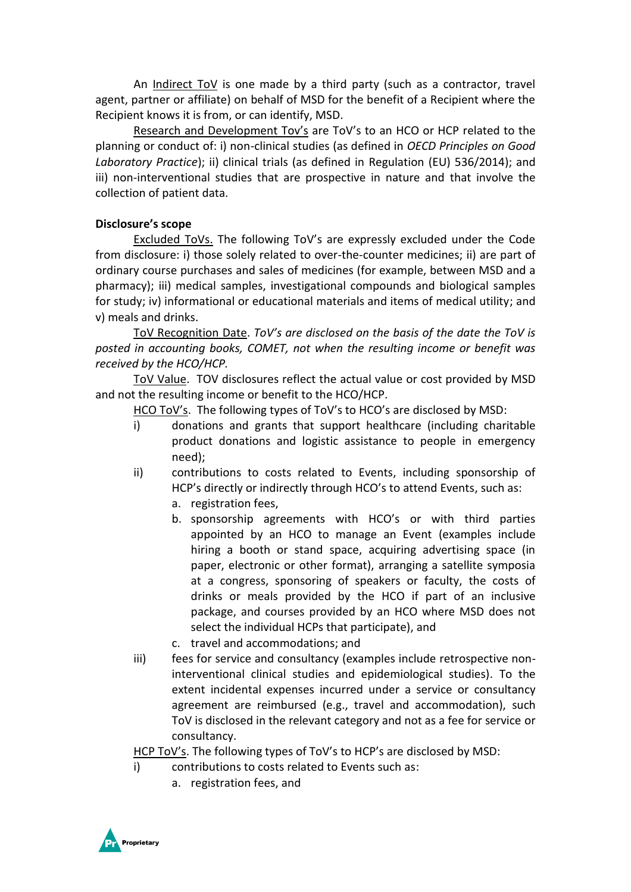An <u>Indirect ToV</u> is one made by a third party (such as a contractor, travel agent, partner or affiliate) on behalf of MSD for the benefit of a Recipient where the Recipient knows it is from, or can identify, MSD.

<u>Research and Development Tov's</u> are ToV's to an HCO or HCP related to the planning or conduct of: i) non-clinical studies (as defined in *OECD Principles on Good Laboratory Practice*); ii) clinical trials (as defined in Regulation (EU) 536/2014); and iii) non-interventional studies that are prospective in nature and that involve the collection of patient data.

**Disclosure's scope**

<u>Excluded ToVs.</u> The following ToV's are expressly excluded under the Code from disclosure: i) those solely related to over-the-counter medicines; ii) are part of ordinary course purchases and sales of medicines (for example, between MSD and a pharmacy); iii) medical samples, investigational compounds and biological samples for study; iv) informational or educational materials and items of medical utility; and v) meals and drinks.

<u>ToV Recognition Date</u>. *ToV's are disclosed on the basis of the date the ToV is posted in accounting books, COMET, not when the resulting income or benefit was received by the HCO/HCP.*

<u>ToV Value</u>. TOV disclosures reflect the actual value or cost provided by MSD and not the resulting income or benefit to the HCO/HCP.

<u>HCO ToV's</u>. The following types of ToV's to HCO's are disclosed by MSD:

i) donations and grants that support healthcare (including charitable product donations and logistic assistance to people in emergency need);
ii) contributions to costs related to Events, including sponsorship of HCP's directly or indirectly through HCO's to attend Events, such as:
    a. registration fees,
    b. sponsorship agreements with HCO's or with third parties appointed by an HCO to manage an Event (examples include hiring a booth or stand space, acquiring advertising space (in paper, electronic or other format), arranging a satellite symposia at a congress, sponsoring of speakers or faculty, the costs of drinks or meals provided by the HCO if part of an inclusive package, and courses provided by an HCO where MSD does not select the individual HCPs that participate), and
    c. travel and accommodations; and
iii) fees for service and consultancy (examples include retrospective non-interventional clinical studies and epidemiological studies). To the extent incidental expenses incurred under a service or consultancy agreement are reimbursed (e.g., travel and accommodation), such ToV is disclosed in the relevant category and not as a fee for service or consultancy.

<u>HCP ToV's</u>. The following types of ToV's to HCP's are disclosed by MSD:

i) contributions to costs related to Events such as:
    a. registration fees, and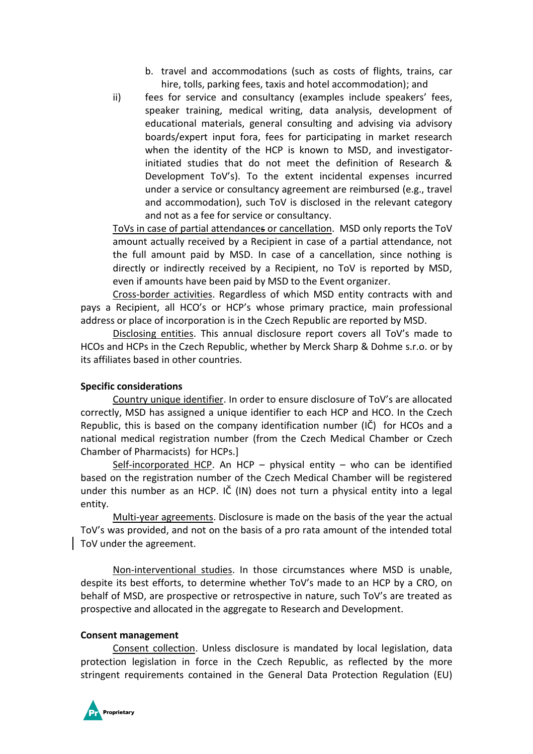b. travel and accommodations (such as costs of flights, trains, car hire, tolls, parking fees, taxis and hotel accommodation); and

ii) fees for service and consultancy (examples include speakers' fees, speaker training, medical writing, data analysis, development of educational materials, general consulting and advising via advisory boards/expert input fora, fees for participating in market research when the identity of the HCP is known to MSD, and investigator-initiated studies that do not meet the definition of Research & Development ToV's). To the extent incidental expenses incurred under a service or consultancy agreement are reimbursed (e.g., travel and accommodation), such ToV is disclosed in the relevant category and not as a fee for service or consultancy.

ToVs in case of partial attendances or cancellation. MSD only reports the ToV amount actually received by a Recipient in case of a partial attendance, not the full amount paid by MSD. In case of a cancellation, since nothing is directly or indirectly received by a Recipient, no ToV is reported by MSD, even if amounts have been paid by MSD to the Event organizer.

Cross-border activities. Regardless of which MSD entity contracts with and pays a Recipient, all HCO's or HCP's whose primary practice, main professional address or place of incorporation is in the Czech Republic are reported by MSD.

Disclosing entities. This annual disclosure report covers all ToV's made to HCOs and HCPs in the Czech Republic, whether by Merck Sharp & Dohme s.r.o. or by its affiliates based in other countries.

**Specific considerations**

Country unique identifier. In order to ensure disclosure of ToV's are allocated correctly, MSD has assigned a unique identifier to each HCP and HCO. In the Czech Republic, this is based on the company identification number (IČ) for HCOs and a national medical registration number (from the Czech Medical Chamber or Czech Chamber of Pharmacists) for HCPs.]

Self-incorporated HCP. An HCP – physical entity – who can be identified based on the registration number of the Czech Medical Chamber will be registered under this number as an HCP. IČ (IN) does not turn a physical entity into a legal entity.

Multi-year agreements. Disclosure is made on the basis of the year the actual ToV's was provided, and not on the basis of a pro rata amount of the intended total ToV under the agreement.

Non-interventional studies. In those circumstances where MSD is unable, despite its best efforts, to determine whether ToV's made to an HCP by a CRO, on behalf of MSD, are prospective or retrospective in nature, such ToV's are treated as prospective and allocated in the aggregate to Research and Development.

**Consent management**

Consent collection. Unless disclosure is mandated by local legislation, data protection legislation in force in the Czech Republic, as reflected by the more stringent requirements contained in the General Data Protection Regulation (EU)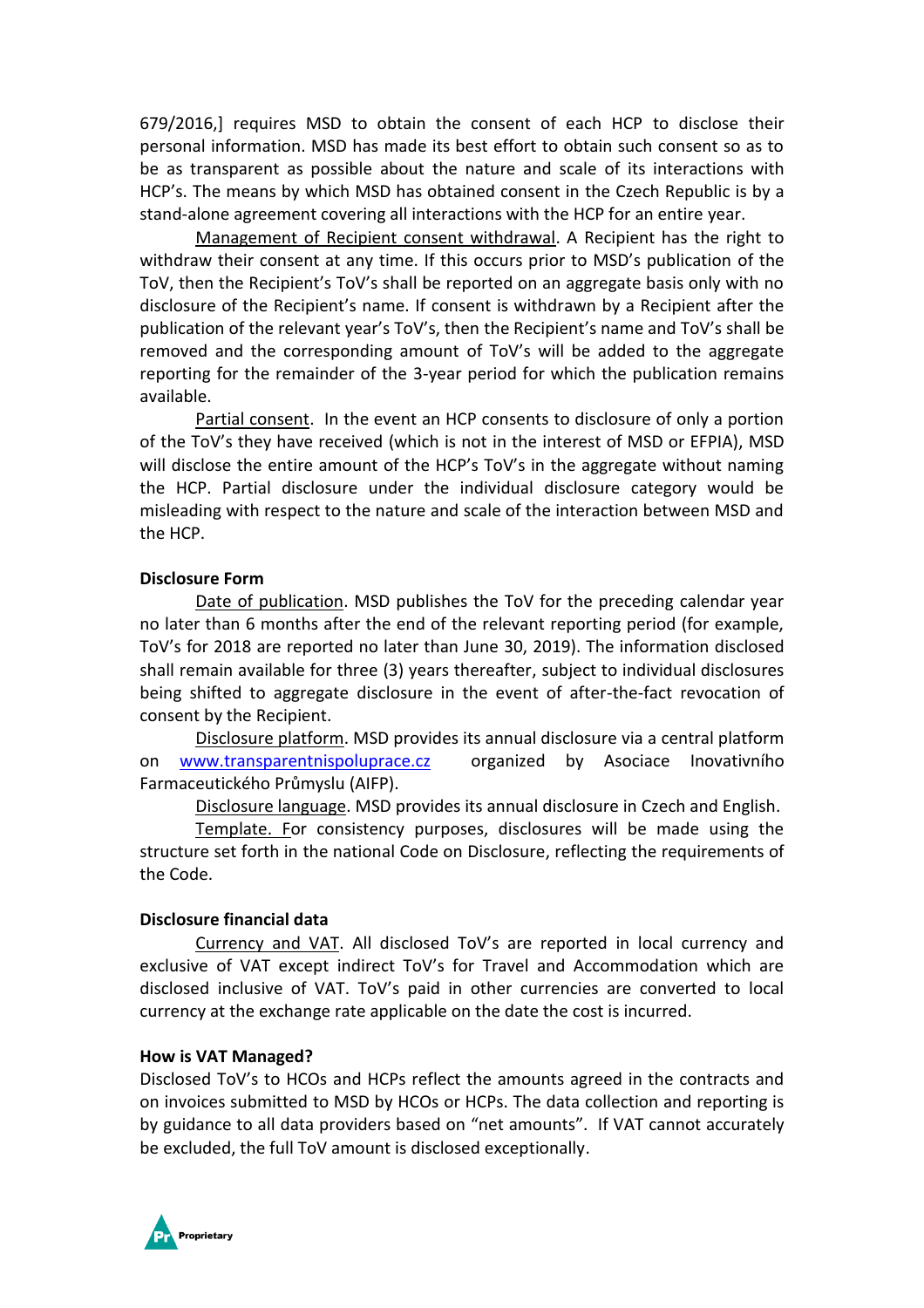679/2016,] requires MSD to obtain the consent of each HCP to disclose their personal information. MSD has made its best effort to obtain such consent so as to be as transparent as possible about the nature and scale of its interactions with HCP's. The means by which MSD has obtained consent in the Czech Republic is by a stand-alone agreement covering all interactions with the HCP for an entire year.

Management of Recipient consent withdrawal. A Recipient has the right to withdraw their consent at any time. If this occurs prior to MSD's publication of the ToV, then the Recipient's ToV's shall be reported on an aggregate basis only with no disclosure of the Recipient's name. If consent is withdrawn by a Recipient after the publication of the relevant year's ToV's, then the Recipient's name and ToV's shall be removed and the corresponding amount of ToV's will be added to the aggregate reporting for the remainder of the 3-year period for which the publication remains available.

Partial consent. In the event an HCP consents to disclosure of only a portion of the ToV's they have received (which is not in the interest of MSD or EFPIA), MSD will disclose the entire amount of the HCP's ToV's in the aggregate without naming the HCP. Partial disclosure under the individual disclosure category would be misleading with respect to the nature and scale of the interaction between MSD and the HCP.

**Disclosure Form**

Date of publication. MSD publishes the ToV for the preceding calendar year no later than 6 months after the end of the relevant reporting period (for example, ToV's for 2018 are reported no later than June 30, 2019). The information disclosed shall remain available for three (3) years thereafter, subject to individual disclosures being shifted to aggregate disclosure in the event of after-the-fact revocation of consent by the Recipient.

Disclosure platform. MSD provides its annual disclosure via a central platform on www.transparentnispoluprace.cz organized by Asociace Inovativního Farmaceutického Průmyslu (AIFP).

Disclosure language. MSD provides its annual disclosure in Czech and English.

Template. For consistency purposes, disclosures will be made using the structure set forth in the national Code on Disclosure, reflecting the requirements of the Code.

**Disclosure financial data**

Currency and VAT. All disclosed ToV's are reported in local currency and exclusive of VAT except indirect ToV's for Travel and Accommodation which are disclosed inclusive of VAT. ToV's paid in other currencies are converted to local currency at the exchange rate applicable on the date the cost is incurred.

**How is VAT Managed?**

Disclosed ToV's to HCOs and HCPs reflect the amounts agreed in the contracts and on invoices submitted to MSD by HCOs or HCPs. The data collection and reporting is by guidance to all data providers based on "net amounts". If VAT cannot accurately be excluded, the full ToV amount is disclosed exceptionally.